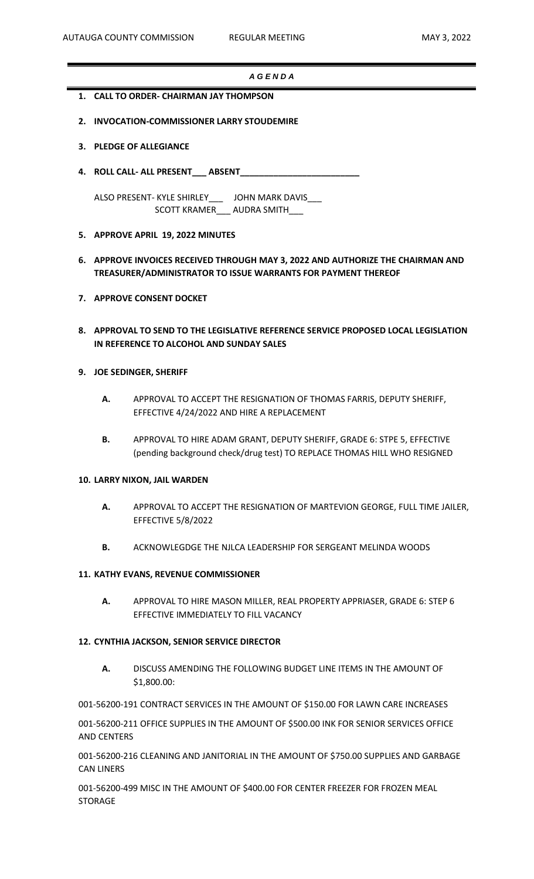AUTAUGA COUNTY COMMISSION REGULAR MEETING MAY 3, 2022

# *A G E N D A*

1. **CALL TO ORDER- CHAIRMAN JAY THOMPSON**

2. **INVOCATION-COMMISSIONER LARRY STOUDEMIRE**

3. **PLEDGE OF ALLEGIANCE**

4. **ROLL CALL- ALL PRESENT___ ABSENT________________________**

   ALSO PRESENT- KYLE SHIRLEY___ JOHN MARK DAVIS___
   SCOTT KRAMER___ AUDRA SMITH___

5. **APPROVE APRIL 19, 2022 MINUTES**

6. **APPROVE INVOICES RECEIVED THROUGH MAY 3, 2022 AND AUTHORIZE THE CHAIRMAN AND TREASURER/ADMINISTRATOR TO ISSUE WARRANTS FOR PAYMENT THEREOF**

7. **APPROVE CONSENT DOCKET**

8. **APPROVAL TO SEND TO THE LEGISLATIVE REFERENCE SERVICE PROPOSED LOCAL LEGISLATION IN REFERENCE TO ALCOHOL AND SUNDAY SALES**

9. **JOE SEDINGER, SHERIFF**

   **A.** APPROVAL TO ACCEPT THE RESIGNATION OF THOMAS FARRIS, DEPUTY SHERIFF, EFFECTIVE 4/24/2022 AND HIRE A REPLACEMENT

   **B.** APPROVAL TO HIRE ADAM GRANT, DEPUTY SHERIFF, GRADE 6: STPE 5, EFFECTIVE (pending background check/drug test) TO REPLACE THOMAS HILL WHO RESIGNED

10. **LARRY NIXON, JAIL WARDEN**

    **A.** APPROVAL TO ACCEPT THE RESIGNATION OF MARTEVION GEORGE, FULL TIME JAILER, EFFECTIVE 5/8/2022

    **B.** ACKNOWLEGDGE THE NJLCA LEADERSHIP FOR SERGEANT MELINDA WOODS

11. **KATHY EVANS, REVENUE COMMISSIONER**

    **A.** APPROVAL TO HIRE MASON MILLER, REAL PROPERTY APPRIASER, GRADE 6: STEP 6 EFFECTIVE IMMEDIATELY TO FILL VACANCY

12. **CYNTHIA JACKSON, SENIOR SERVICE DIRECTOR**

    **A.** DISCUSS AMENDING THE FOLLOWING BUDGET LINE ITEMS IN THE AMOUNT OF $1,800.00:

001-56200-191 CONTRACT SERVICES IN THE AMOUNT OF $150.00 FOR LAWN CARE INCREASES

001-56200-211 OFFICE SUPPLIES IN THE AMOUNT OF $500.00 INK FOR SENIOR SERVICES OFFICE AND CENTERS

001-56200-216 CLEANING AND JANITORIAL IN THE AMOUNT OF $750.00 SUPPLIES AND GARBAGE CAN LINERS

001-56200-499 MISC IN THE AMOUNT OF $400.00 FOR CENTER FREEZER FOR FROZEN MEAL STORAGE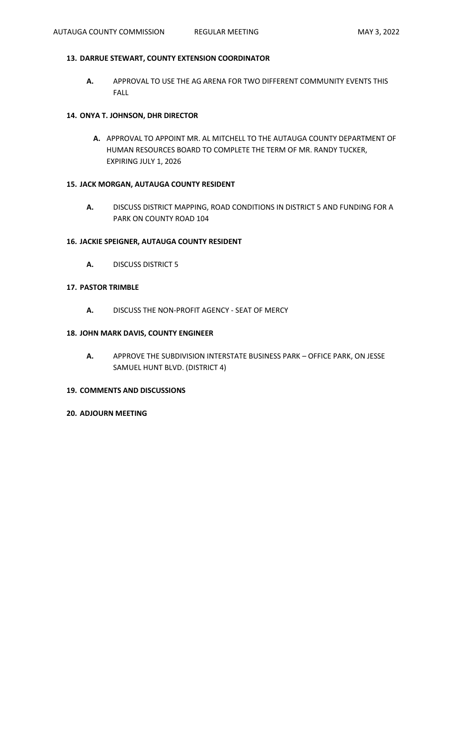**13. DARRUE STEWART, COUNTY EXTENSION COORDINATOR**

**A.** APPROVAL TO USE THE AG ARENA FOR TWO DIFFERENT COMMUNITY EVENTS THIS FALL

**14. ONYA T. JOHNSON, DHR DIRECTOR**

**A.** APPROVAL TO APPOINT MR. AL MITCHELL TO THE AUTAUGA COUNTY DEPARTMENT OF HUMAN RESOURCES BOARD TO COMPLETE THE TERM OF MR. RANDY TUCKER, EXPIRING JULY 1, 2026

**15. JACK MORGAN, AUTAUGA COUNTY RESIDENT**

**A.** DISCUSS DISTRICT MAPPING, ROAD CONDITIONS IN DISTRICT 5 AND FUNDING FOR A PARK ON COUNTY ROAD 104

**16. JACKIE SPEIGNER, AUTAUGA COUNTY RESIDENT**

**A.** DISCUSS DISTRICT 5

**17. PASTOR TRIMBLE**

**A.** DISCUSS THE NON-PROFIT AGENCY - SEAT OF MERCY

**18. JOHN MARK DAVIS, COUNTY ENGINEER**

**A.** APPROVE THE SUBDIVISION INTERSTATE BUSINESS PARK – OFFICE PARK, ON JESSE SAMUEL HUNT BLVD. (DISTRICT 4)

**19. COMMENTS AND DISCUSSIONS**

**20. ADJOURN MEETING**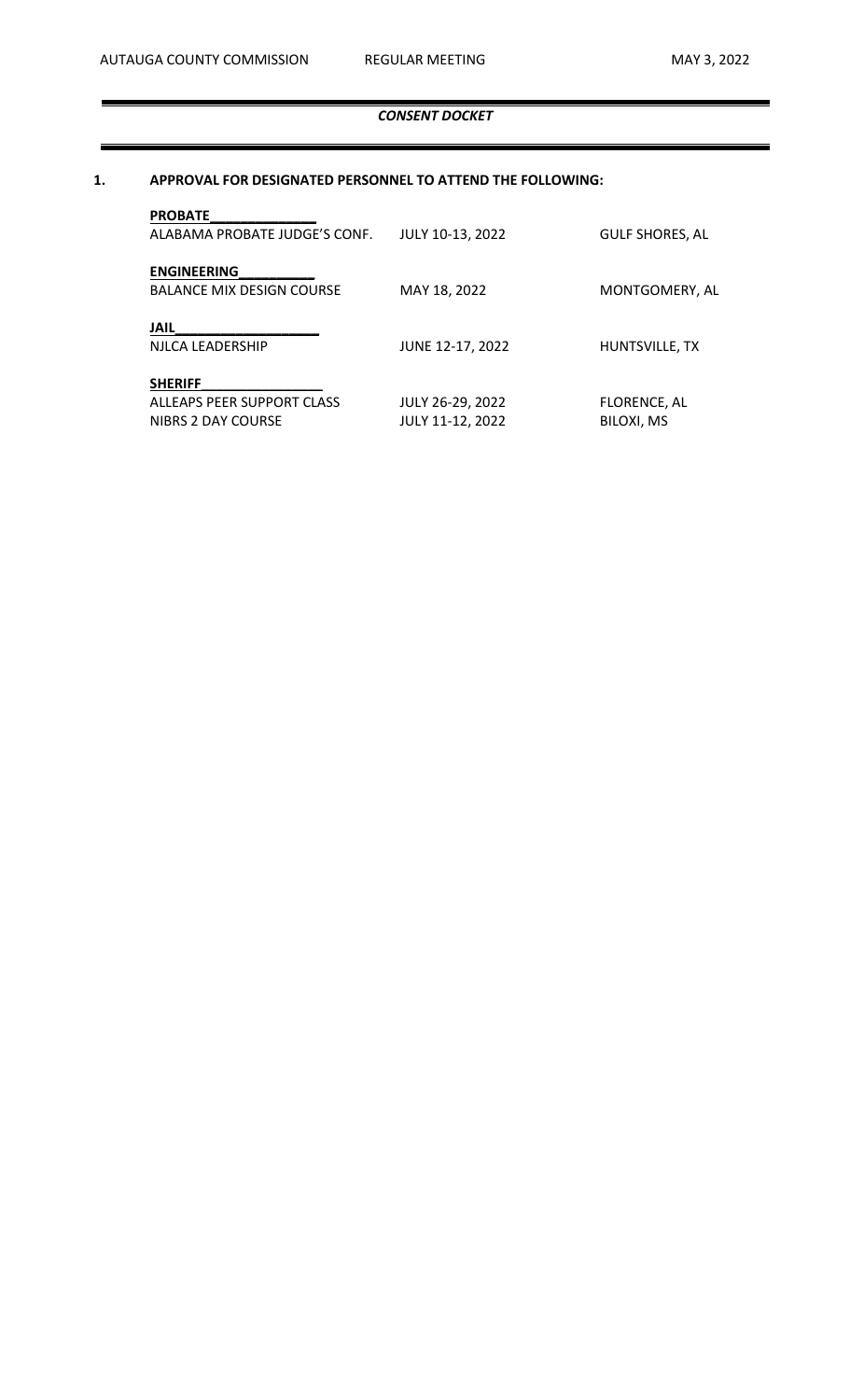***CONSENT DOCKET***

**1. APPROVAL FOR DESIGNATED PERSONNEL TO ATTEND THE FOLLOWING:**

| | | |
|---|---|---|
| **PROBATE** | | |
| ALABAMA PROBATE JUDGE'S CONF. | JULY 10-13, 2022 | GULF SHORES, AL |
| **ENGINEERING** | | |
| BALANCE MIX DESIGN COURSE | MAY 18, 2022 | MONTGOMERY, AL |
| **JAIL** | | |
| NJLCA LEADERSHIP | JUNE 12-17, 2022 | HUNTSVILLE, TX |
| **SHERIFF** | | |
| ALLEAPS PEER SUPPORT CLASS | JULY 26-29, 2022 | FLORENCE, AL |
| NIBRS 2 DAY COURSE | JULY 11-12, 2022 | BILOXI, MS |